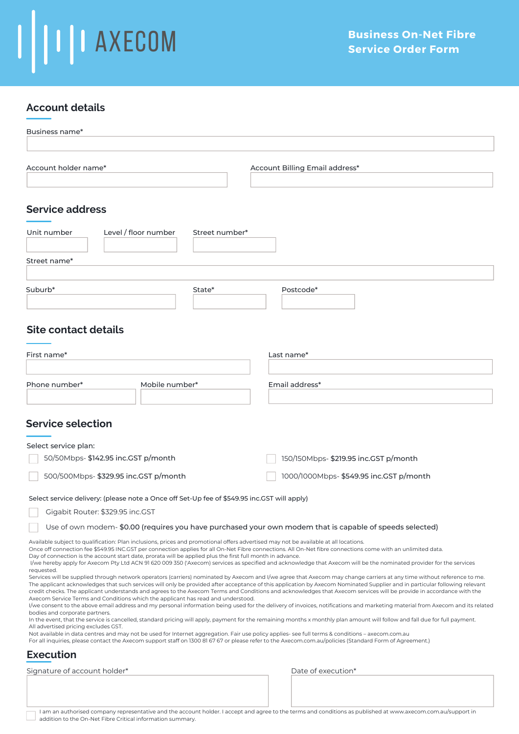AXECOM

# Business On-Net Fibre Service Order Form

## Account details

Business name*

Account holder name*

Account Billing Email address*

## Service address

Unit number

Level / floor number

Street number*

Street name*

Suburb*

State*

Postcode*

## Site contact details

First name*

Last name*

Phone number*

Mobile number*

Email address*

## Service selection

Select service plan:

- ☐ 50/50Mbps- **$142.95 inc.GST p/month**
- ☐ 150/150Mbps- **$219.95 inc.GST p/month**
- ☐ 500/500Mbps- **$329.95 inc.GST p/month**
- ☐ 1000/1000Mbps- **$549.95 inc.GST p/month**

Select service delivery: (please note a Once off Set-Up fee of $549.95 inc.GST will apply)

- ☐ Gigabit Router: $329.95 inc.GST
- ☐ Use of own modem- **$0.00** (requires you have purchased your own modem that is capable of speeds selected)

Available subject to qualification: Plan inclusions, prices and promotional offers advertised may not be available at all locations.
Once off connection fee $549.95 INC.GST per connection applies for all On-Net Fibre connections. All On-Net fibre connections come with an unlimited data.
Day of connection is the account start date, prorata will be applied plus the first full month in advance.
I/we hereby apply for Axecom Pty Ltd ACN 91 620 009 350 ('Axecom) services as specified and acknowledge that Axecom will be the nominated provider for the services requested.
Services will be supplied through network operators (carriers) nominated by Axecom and I/we agree that Axecom may change carriers at any time without reference to me.
The applicant acknowledges that such services will only be provided after acceptance of this application by Axecom Nominated Supplier and in particular following relevant credit checks. The applicant understands and agrees to the Axecom Terms and Conditions and acknowledges that Axecom services will be provide in accordance with the Axecom Service Terms and Conditions which the applicant has read and understood.
I/we consent to the above email address and my personal information being used for the delivery of invoices, notifications and marketing material from Axecom and its related bodies and corporate partners.
In the event, that the service is cancelled, standard pricing will apply, payment for the remaining months x monthly plan amount will follow and fall due for full payment.
All advertised pricing excludes GST.
Not available in data centres and may not be used for Internet aggregation. Fair use policy applies- see full terms & conditions – axecom.com.au
For all inquiries, please contact the Axecom support staff on 1300 81 67 67 or please refer to the Axecom.com.au/policies (Standard Form of Agreement.)

## Execution

Signature of account holder*

Date of execution*

☐ I am an authorised company representative and the account holder. I accept and agree to the terms and conditions as published at www.axecom.com.au/support in addition to the On-Net Fibre Critical information summary.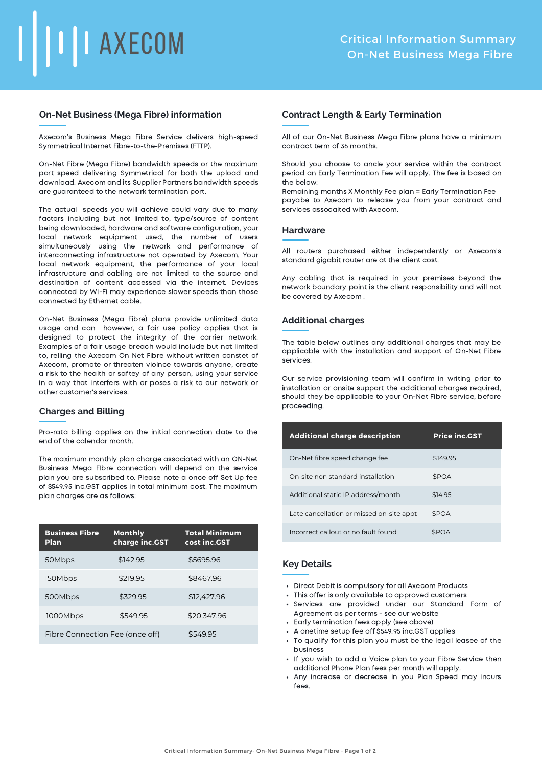# Critical Information Summary
# On-Net Business Mega Fibre

## On-Net Business (Mega Fibre) information

Axecom's Business Mega Fibre Service delivers high-speed Symmetrical Internet Fibre-to-the-Premises (FTTP).

On-Net Fibre (Mega Fibre) bandwidth speeds or the maximum port speed delivering Symmetrical for both the upload and download. Axecom and its Supplier Partners bandwidth speeds are guaranteed to the network termination port.

The actual speeds you will achieve could vary due to many factors including but not limited to, type/source of content being downloaded, hardware and software configuration, your local network equipment used, the number of users simultaneously using the network and performance of interconnecting infrastructure not operated by Axecom. Your local network equipment, the performance of your local infrastructure and cabling are not limited to the source and destination of content accessed via the internet. Devices connected by Wi-Fi may experience slower speeds than those connected by Ethernet cable.

On-Net Business (Mega Fibre) plans provide unlimited data usage and can however, a fair use policy applies that is designed to protect the integrity of the carrier network. Examples of a fair usage breach would include but not limited to, relling the Axecom On Net Fibre without written constet of Axecom, promote or threaten violnce towards anyone, create a risk to the health or saftey of any person, using your service in a way that interfers with or poses a risk to our network or other customer's services.

## Charges and Billing

Pro-rata billing applies on the initial connection date to the end of the calendar month.

The maximum monthly plan charge associated with an ON-Net Business Mega Fibre connection will depend on the service plan you are subscribed to. Please note a once off Set Up fee of $549.95 inc.GST applies in total minimum cost. The maximum plan charges are as follows:

| Business Fibre Plan | Monthly charge inc.GST | Total Minimum cost inc.GST |
|---|---|---|
| 50Mbps | $142.95 | $5695.96 |
| 150Mbps | $219.95 | $8467.96 |
| 500Mbps | $329.95 | $12,427.96 |
| 1000Mbps | $549.95 | $20,347.96 |
| Fibre Connection Fee (once off) | $549.95 | |

## Contract Length & Early Termination

All of our On-Net Business Mega Fibre plans have a minimum contract term of 36 months.

Should you choose to ancle your service within the contract period an Early Termination Fee will apply. The fee is based on the below:
Remaining months X Monthly Fee plan = Early Termination Fee payabe to Axecom to release you from your contract and services assocaited with Axecom.

## Hardware

All routers purchased either independently or Axecom's standard gigabit router are at the client cost.

Any cabling that is required in your premises beyond the network boundary point is the client responsibility and will not be covered by Axecom .

## Additional charges

The table below outlines any additional charges that may be applicable with the installation and support of On-Net Fibre services.

Our service provisioning team will confirm in writing prior to installation or onsite support the additional charges required, should they be applicable to your On-Net Fibre service, before proceeding.

| Additional charge description | Price inc.GST |
|---|---|
| On-Net fibre speed change fee | $149.95 |
| On-site non standard installation | $POA |
| Additional static IP address/month | $14.95 |
| Late cancellation or missed on-site appt | $POA |
| Incorrect callout or no fault found | $POA |

## Key Details

- Direct Debit is compulsory for all Axecom Products
- This offer is only available to approved customers
- Services are provided under our Standard Form of Agreement as per terms - see our website
- Early termination fees apply (see above)
- A onetime setup fee off $549.95 inc.GST applies
- To qualify for this plan you must be the legal leasee of the business
- If you wish to add a Voice plan to your Fibre Service then additional Phone Plan fees per month will apply.
- Any increase or decrease in you Plan Speed may incurs fees.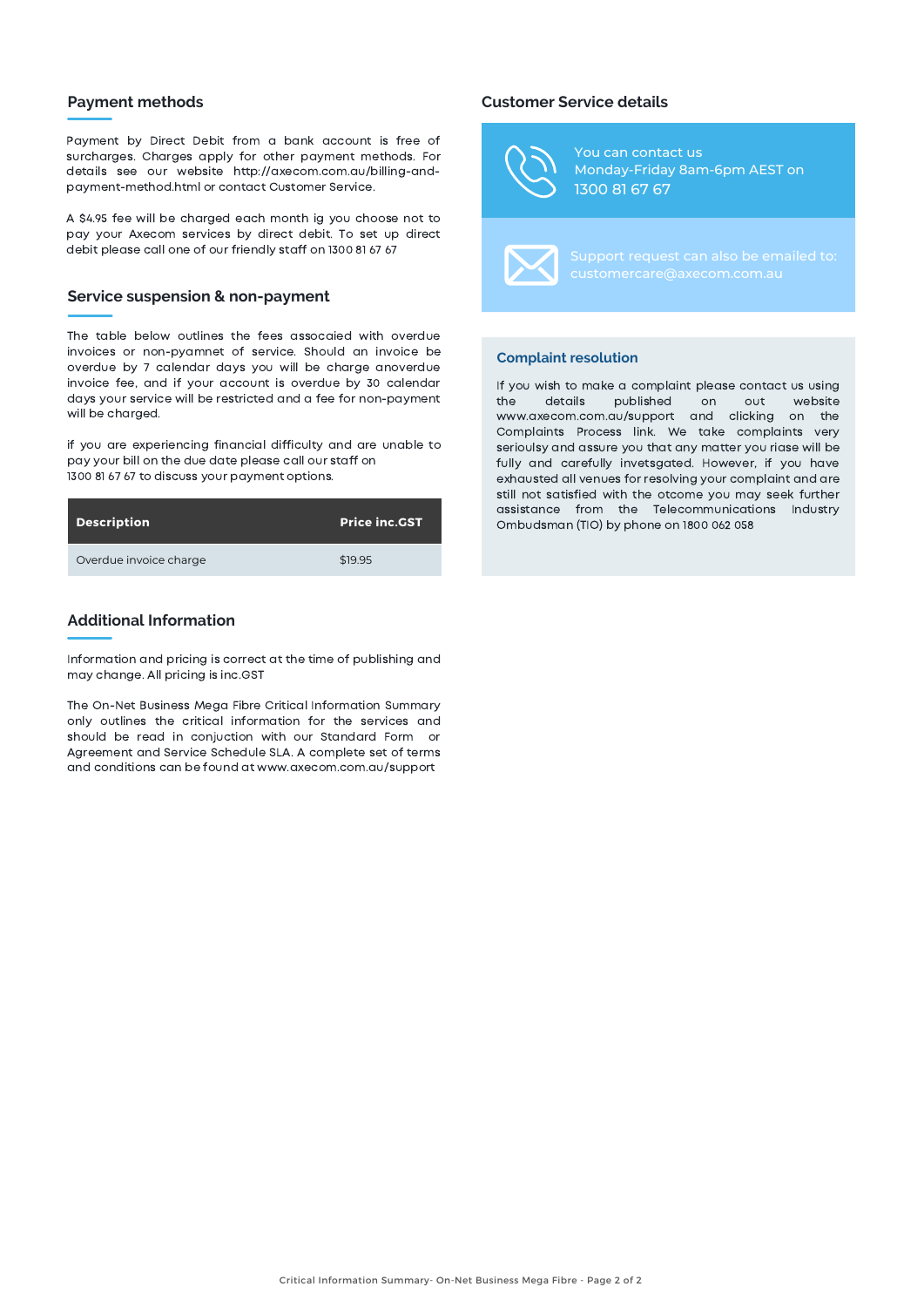## Payment methods

Payment by Direct Debit from a bank account is free of surcharges. Charges apply for other payment methods. For details see our website http://axecom.com.au/billing-and-payment-method.html or contact Customer Service.

A $4.95 fee will be charged each month ig you choose not to pay your Axecom services by direct debit. To set up direct debit please call one of our friendly staff on 1300 81 67 67

## Service suspension & non-payment

The table below outlines the fees assocaied with overdue invoices or non-pyamnet of service. Should an invoice be overdue by 7 calendar days you will be charge anoverdue invoice fee, and if your account is overdue by 30 calendar days your service will be restricted and a fee for non-payment will be charged.

if you are experiencing financial difficulty and are unable to pay your bill on the due date please call our staff on 1300 81 67 67 to discuss your payment options.

| Description | Price inc.GST |
|---|---|
| Overdue invoice charge | $19.95 |

## Additional Information

Information and pricing is correct at the time of publishing and may change. All pricing is inc.GST

The On-Net Business Mega Fibre Critical Information Summary only outlines the critical information for the services and should be read in conjuction with our Standard Form or Agreement and Service Schedule SLA. A complete set of terms and conditions can be found at www.axecom.com.au/support

## Customer Service details

You can contact us
Monday-Friday 8am-6pm AEST on
1300 81 67 67

Support request can also be emailed to:
customercare@axecom.com.au

### Complaint resolution

If you wish to make a complaint please contact us using the details published on out website www.axecom.com.au/support and clicking on the Complaints Process link. We take complaints very seriolsy and assure you that any matter you riase will be fully and carefully invetsgated. However, if you have exhausted all venues for resolving your complaint and are still not satisfied with the otcome you may seek further assistance from the Telecommunications Industry Ombudsman (TIO) by phone on 1800 062 058